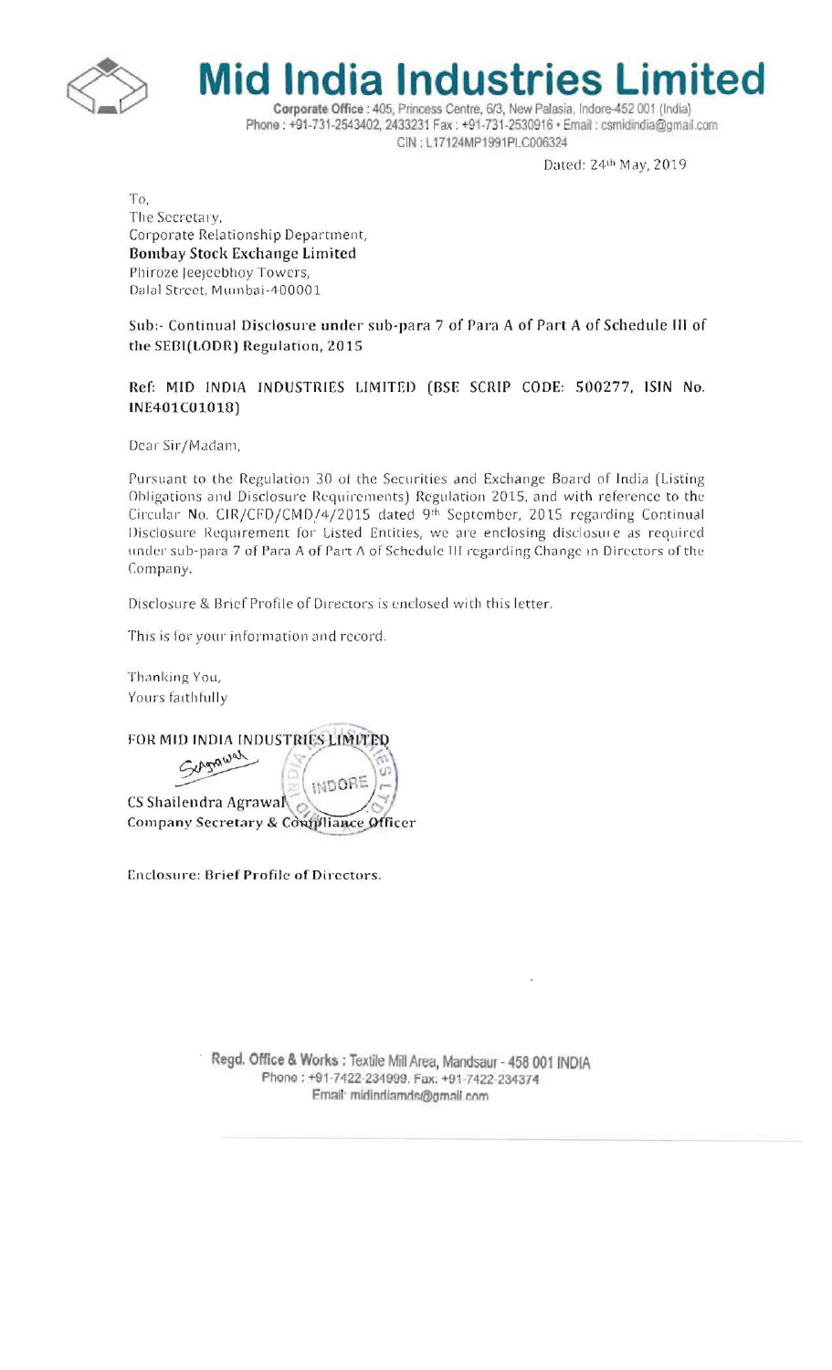# Mid India Industries Limited

**Corporate Office** : 405, Princess Centre, 6/3, New Palasia, Indore-452 001 (India)
Phone : +91-731-2543402, 2433231 Fax : +91-731-2530916 • Email : csmidindia@gmail.com
CIN : L17124MP1991PLC006324

Dated: 24th May, 2019

To,
The Secretary,
Corporate Relationship Department,
**Bombay Stock Exchange Limited**
Phiroze Jeejeebhoy Towers,
Dalal Street, Mumbai-400001

**Sub:- Continual Disclosure under sub-para 7 of Para A of Part A of Schedule III of the SEBI(LODR) Regulation, 2015**

**Ref: MID INDIA INDUSTRIES LIMITED (BSE SCRIP CODE: 500277, ISIN No. INE401C01018)**

Dear Sir/Madam,

Pursuant to the Regulation 30 of the Securities and Exchange Board of India (Listing Obligations and Disclosure Requirements) Regulation 2015, and with reference to the Circular No. CIR/CFD/CMD/4/2015 dated 9th September, 2015 regarding Continual Disclosure Requirement for Listed Entities, we are enclosing disclosure as required under sub-para 7 of Para A of Part A of Schedule III regarding Change in Directors of the Company.

Disclosure & Brief Profile of Directors is enclosed with this letter.

This is for your information and record.

Thanking You,
Yours faithfully

FOR MID INDIA INDUSTRIES LIMITED

CS Shailendra Agrawal
**Company Secretary & Compliance Officer**

Enclosure: **Brief Profile of Directors.**

**Regd. Office & Works** : Textile Mill Area, Mandsaur - 458 001 INDIA
Phone : +91-7422-234999, Fax: +91-7422-234374
Email: midindiamds@gmail.com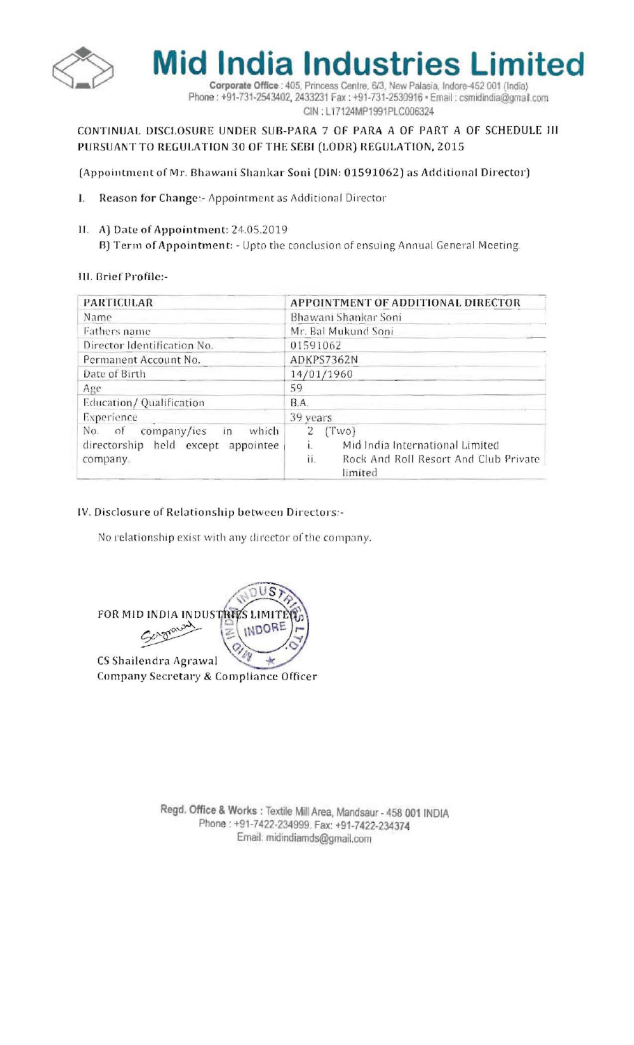# Mid India Industries Limited

**Corporate Office** : 405, Princess Centre, 6/3, New Palasia, Indore-452 001 (India)
Phone : +91-731-2543402, 2433231 Fax : +91-731-2530916 • Email : csmidindia@gmail.com
CIN : L17124MP1991PLC006324

**CONTINUAL DISCLOSURE UNDER SUB-PARA 7 OF PARA A OF PART A OF SCHEDULE III PURSUANT TO REGULATION 30 OF THE SEBI (LODR) REGULATION, 2015**

(Appointment of Mr. Bhawani Shankar Soni (DIN: **01591062**) as Additional Director)

I. **Reason for Change**:- Appointment as Additional Director

II. A) **Date of Appointment**: 24.05.2019
B) **Term of Appointment**: - Upto the conclusion of ensuing Annual General Meeting.

III. Brief Profile:-

| PARTICULAR | APPOINTMENT OF ADDITIONAL DIRECTOR |
|---|---|
| Name | Bhawani Shankar Soni |
| Fathers name | Mr. Bal Mukund Soni |
| Director Identification No. | 01591062 |
| Permanent Account No. | ADKPS7362N |
| Date of Birth | 14/01/1960 |
| Age | 59 |
| Education/ Qualification | B.A. |
| Experience | 39 years |
| No. of company/ies in which directorship held except appointee company. | 2 (Two)<br>i. Mid India International Limited<br>ii. Rock And Roll Resort And Club Private limited |

IV. Disclosure of Relationship between Directors:-

No relationship exist with any director of the company.

FOR MID INDIA INDUSTRIES LIMITED

CS Shailendra Agrawal
Company Secretary & Compliance Officer

**Regd. Office & Works** : Textile Mill Area, Mandsaur - 458 001 INDIA
Phone : +91-7422-234999. Fax: +91-7422-234374
Email: midindiamds@gmail.com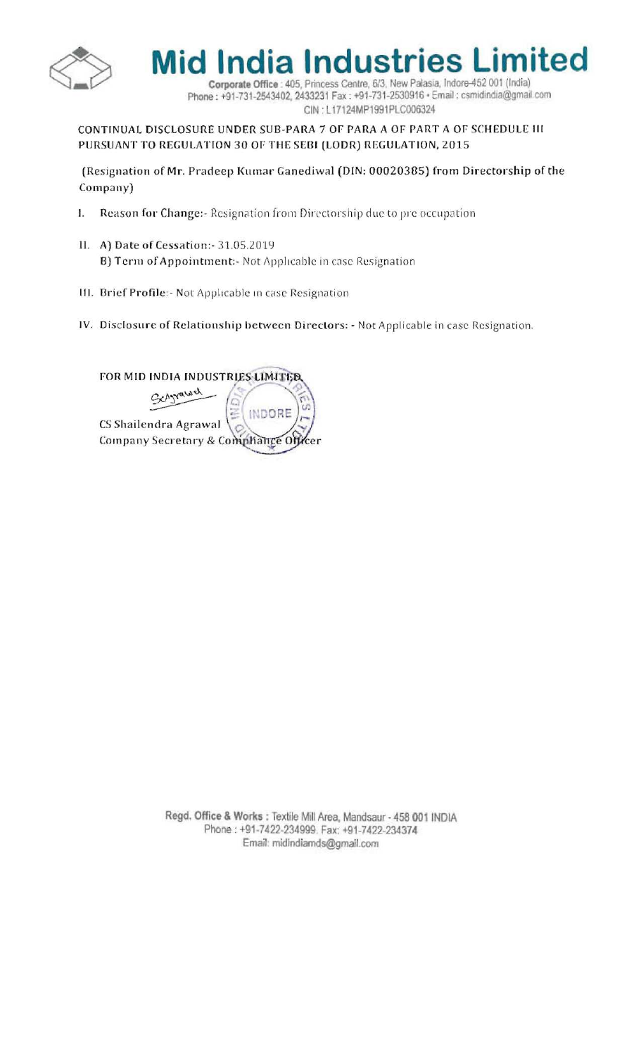# Mid India Industries Limited

**Corporate Office** : 405, Princess Centre, 6/3, New Palasia, Indore-452 001 (India)
Phone : +91-731-2543402, 2433231 Fax : +91-731-2530916 • Email : csmidindia@gmail.com
CIN : L17124MP1991PLC006324

**CONTINUAL DISCLOSURE UNDER SUB-PARA 7 OF PARA A OF PART A OF SCHEDULE III PURSUANT TO REGULATION 30 OF THE SEBI (LODR) REGULATION, 2015**

**(Resignation of Mr. Pradeep Kumar Ganediwal (DIN: 00020385) from Directorship of the Company)**

I. **Reason for Change:-** Resignation from Directorship due to pre occupation

II. **A) Date of Cessation:-** 31.05.2019
**B) Term of Appointment:-** Not Applicable in case Resignation

III. **Brief Profile:-** Not Applicable in case Resignation

IV. **Disclosure of Relationship between Directors: -** Not Applicable in case Resignation.

FOR MID INDIA INDUSTRIES LIMITED

SdAgrawal

CS Shailendra Agrawal
Company Secretary & Compliance Officer

**Regd. Office & Works** : Textile Mill Area, Mandsaur - 458 001 INDIA
Phone : +91-7422-234999, Fax: +91-7422-234374
Email: midindiamds@gmail.com